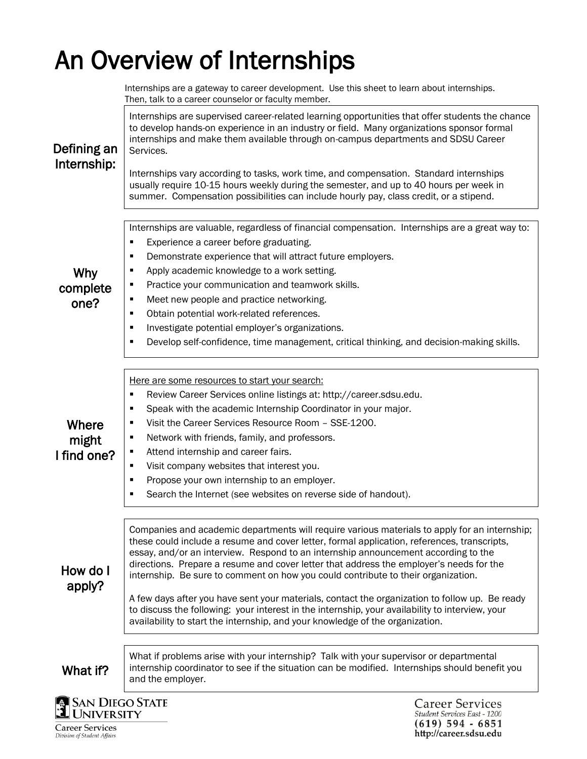# An Overview of Internships

Internships are a gateway to career development. Use this sheet to learn about internships. Then, talk to a career counselor or faculty member.

## Defining an Internship:

Internships are supervised career-related learning opportunities that offer students the chance to develop hands-on experience in an industry or field. Many organizations sponsor formal internships and make them available through on-campus departments and SDSU Career Services.

Internships vary according to tasks, work time, and compensation. Standard internships usually require 10-15 hours weekly during the semester, and up to 40 hours per week in summer. Compensation possibilities can include hourly pay, class credit, or a stipend.

## Why complete one?

Internships are valuable, regardless of financial compensation. Internships are a great way to:

- Experience a career before graduating.
- Demonstrate experience that will attract future employers.
- Apply academic knowledge to a work setting.
- Practice your communication and teamwork skills.
- Meet new people and practice networking.
- Obtain potential work-related references.
- Investigate potential employer's organizations.
- Develop self-confidence, time management, critical thinking, and decision-making skills.

## Where might I find one?

Here are some resources to start your search:

- Review Career Services online listings at: http://career.sdsu.edu.
- Speak with the academic Internship Coordinator in your major.
- Visit the Career Services Resource Room – SSE-1200.
- Network with friends, family, and professors.
- Attend internship and career fairs.
- Visit company websites that interest you.
- Propose your own internship to an employer.
- Search the Internet (see websites on reverse side of handout).

## How do I apply?

Companies and academic departments will require various materials to apply for an internship; these could include a resume and cover letter, formal application, references, transcripts, essay, and/or an interview. Respond to an internship announcement according to the directions. Prepare a resume and cover letter that address the employer's needs for the internship. Be sure to comment on how you could contribute to their organization.

A few days after you have sent your materials, contact the organization to follow up. Be ready to discuss the following: your interest in the internship, your availability to interview, your availability to start the internship, and your knowledge of the organization.

## What if?

What if problems arise with your internship? Talk with your supervisor or departmental internship coordinator to see if the situation can be modified. Internships should benefit you and the employer.

San Diego State University
Career Services
*Division of Student Affairs*

Career Services
*Student Services East - 1200*
**(619) 594 - 6851**
**http://career.sdsu.edu**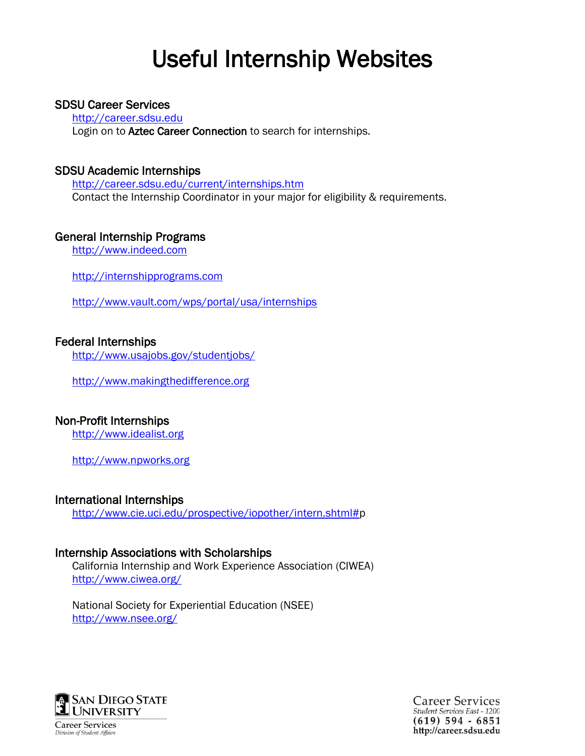# Useful Internship Websites

## SDSU Career Services

http://career.sdsu.edu

Login on to **Aztec Career Connection** to search for internships.

## SDSU Academic Internships

http://career.sdsu.edu/current/internships.htm

Contact the Internship Coordinator in your major for eligibility & requirements.

## General Internship Programs

http://www.indeed.com

http://internshipprograms.com

http://www.vault.com/wps/portal/usa/internships

## Federal Internships

http://www.usajobs.gov/studentjobs/

http://www.makingthedifference.org

## Non-Profit Internships

http://www.idealist.org

http://www.npworks.org

## International Internships

http://www.cie.uci.edu/prospective/iopother/intern.shtml#p

## Internship Associations with Scholarships

California Internship and Work Experience Association (CIWEA)
http://www.ciwea.org/

National Society for Experiential Education (NSEE)
http://www.nsee.org/

San Diego State University
Career Services
*Division of Student Affairs*

Career Services
*Student Services East - 1200*
**(619) 594 - 6851**
**http://career.sdsu.edu**